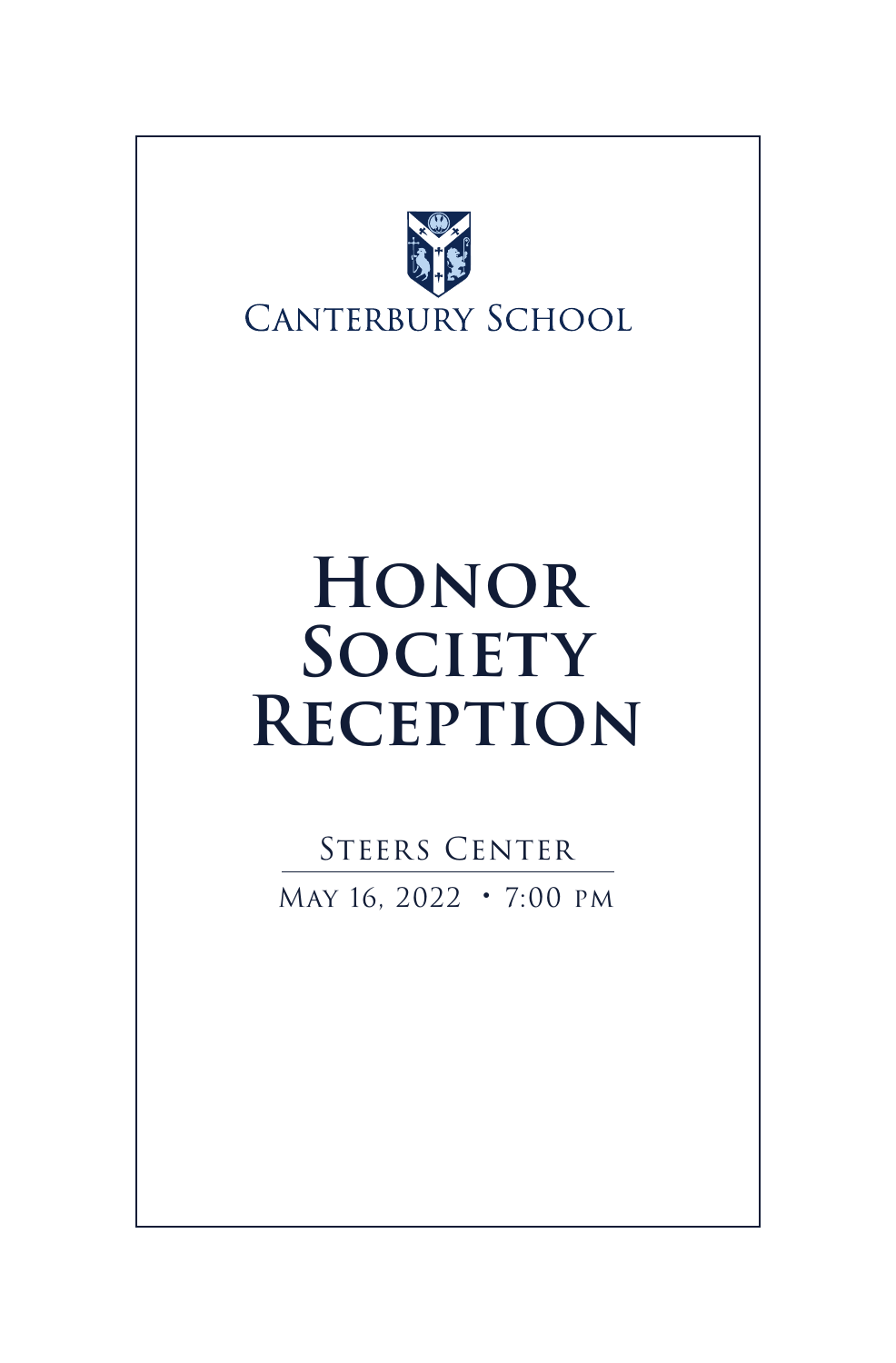Canterbury School

# Honor Society Reception

Steers Center

May 16, 2022 • 7:00 pm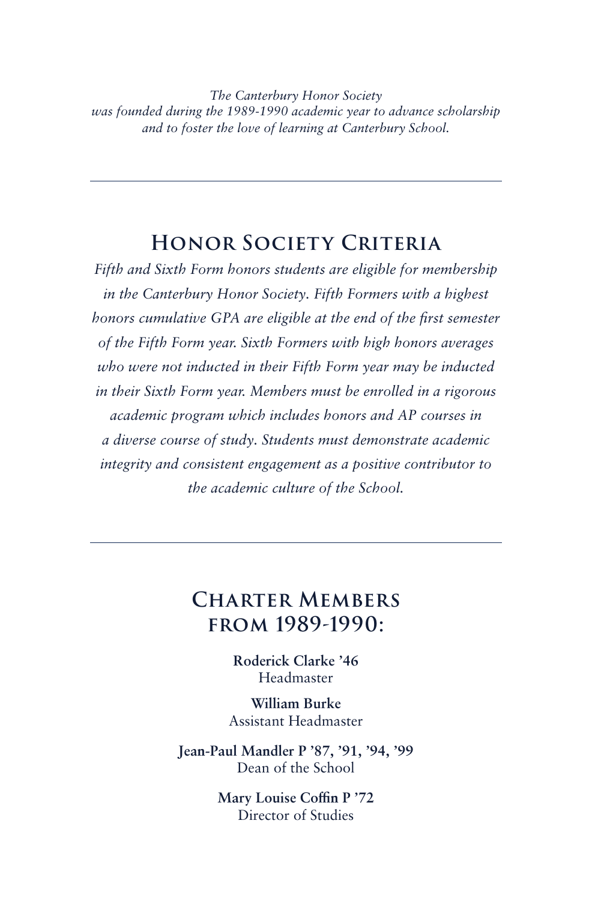*The Canterbury Honor Society was founded during the 1989-1990 academic year to advance scholarship and to foster the love of learning at Canterbury School.*

---

## Honor Society Criteria

*Fifth and Sixth Form honors students are eligible for membership in the Canterbury Honor Society. Fifth Formers with a highest honors cumulative GPA are eligible at the end of the first semester of the Fifth Form year. Sixth Formers with high honors averages who were not inducted in their Fifth Form year may be inducted in their Sixth Form year. Members must be enrolled in a rigorous academic program which includes honors and AP courses in a diverse course of study. Students must demonstrate academic integrity and consistent engagement as a positive contributor to the academic culture of the School.*

---

## Charter Members from 1989-1990:

**Roderick Clarke '46**
Headmaster

**William Burke**
Assistant Headmaster

**Jean-Paul Mandler P '87, '91, '94, '99**
Dean of the School

**Mary Louise Coffin P '72**
Director of Studies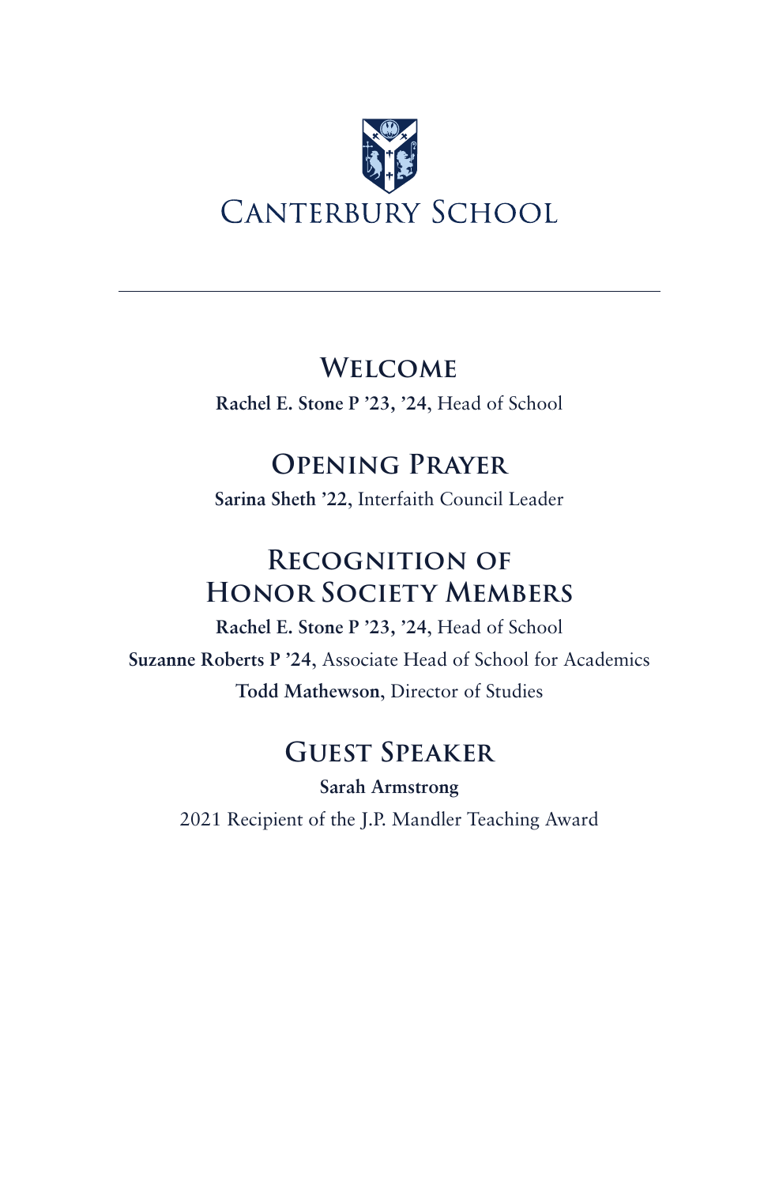# Canterbury School

---

## Welcome

**Rachel E. Stone P ’23, ’24**, Head of School

## Opening Prayer

**Sarina Sheth ’22**, Interfaith Council Leader

## Recognition of Honor Society Members

**Rachel E. Stone P ’23, ’24**, Head of School

**Suzanne Roberts P ’24**, Associate Head of School for Academics

**Todd Mathewson**, Director of Studies

## Guest Speaker

**Sarah Armstrong**

2021 Recipient of the J.P. Mandler Teaching Award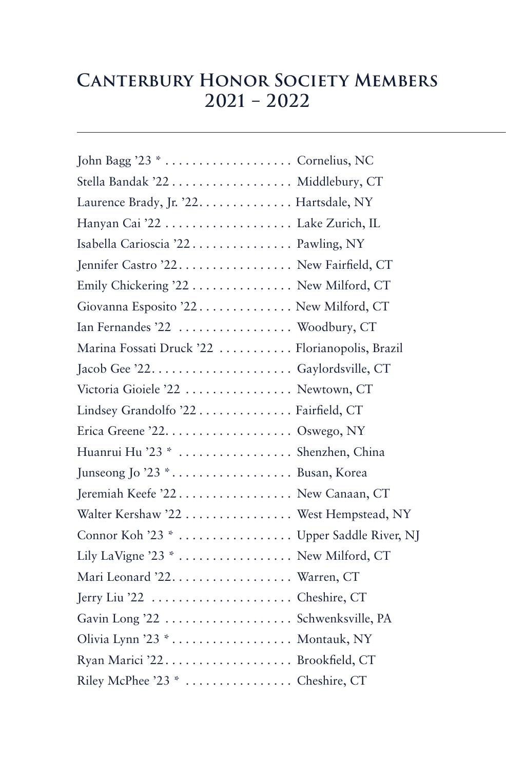## Canterbury Honor Society Members 2021 – 2022

---

John Bagg ’23 * . . . . . . . . . . . . . . . . . . . Cornelius, NC
Stella Bandak ’22 . . . . . . . . . . . . . . . . . . Middlebury, CT
Laurence Brady, Jr. ’22. . . . . . . . . . . . . . Hartsdale, NY
Hanyan Cai ’22 . . . . . . . . . . . . . . . . . . . Lake Zurich, IL
Isabella Carioscia ’22 . . . . . . . . . . . . . . . Pawling, NY
Jennifer Castro ’22. . . . . . . . . . . . . . . . . New Fairfield, CT
Emily Chickering ’22 . . . . . . . . . . . . . . . New Milford, CT
Giovanna Esposito ’22. . . . . . . . . . . . . . New Milford, CT
Ian Fernandes ’22 . . . . . . . . . . . . . . . . . Woodbury, CT
Marina Fossati Druck ’22 . . . . . . . . . . . Florianopolis, Brazil
Jacob Gee ’22. . . . . . . . . . . . . . . . . . . . . Gaylordsville, CT
Victoria Gioiele ’22 . . . . . . . . . . . . . . . . Newtown, CT
Lindsey Grandolfo ’22 . . . . . . . . . . . . . . Fairfield, CT
Erica Greene ’22. . . . . . . . . . . . . . . . . . . Oswego, NY
Huanrui Hu ’23 * . . . . . . . . . . . . . . . . . Shenzhen, China
Junseong Jo ’23 *. . . . . . . . . . . . . . . . . . Busan, Korea
Jeremiah Keefe ’22 . . . . . . . . . . . . . . . . . New Canaan, CT
Walter Kershaw ’22 . . . . . . . . . . . . . . . . West Hempstead, NY
Connor Koh ’23 * . . . . . . . . . . . . . . . . . Upper Saddle River, NJ
Lily LaVigne ’23 * . . . . . . . . . . . . . . . . . New Milford, CT
Mari Leonard ’22. . . . . . . . . . . . . . . . . . Warren, CT
Jerry Liu ’22 . . . . . . . . . . . . . . . . . . . . . Cheshire, CT
Gavin Long ’22 . . . . . . . . . . . . . . . . . . . Schwenksville, PA
Olivia Lynn ’23 *. . . . . . . . . . . . . . . . . . Montauk, NY
Ryan Marici ’22. . . . . . . . . . . . . . . . . . . Brookfield, CT
Riley McPhee ’23 * . . . . . . . . . . . . . . . . Cheshire, CT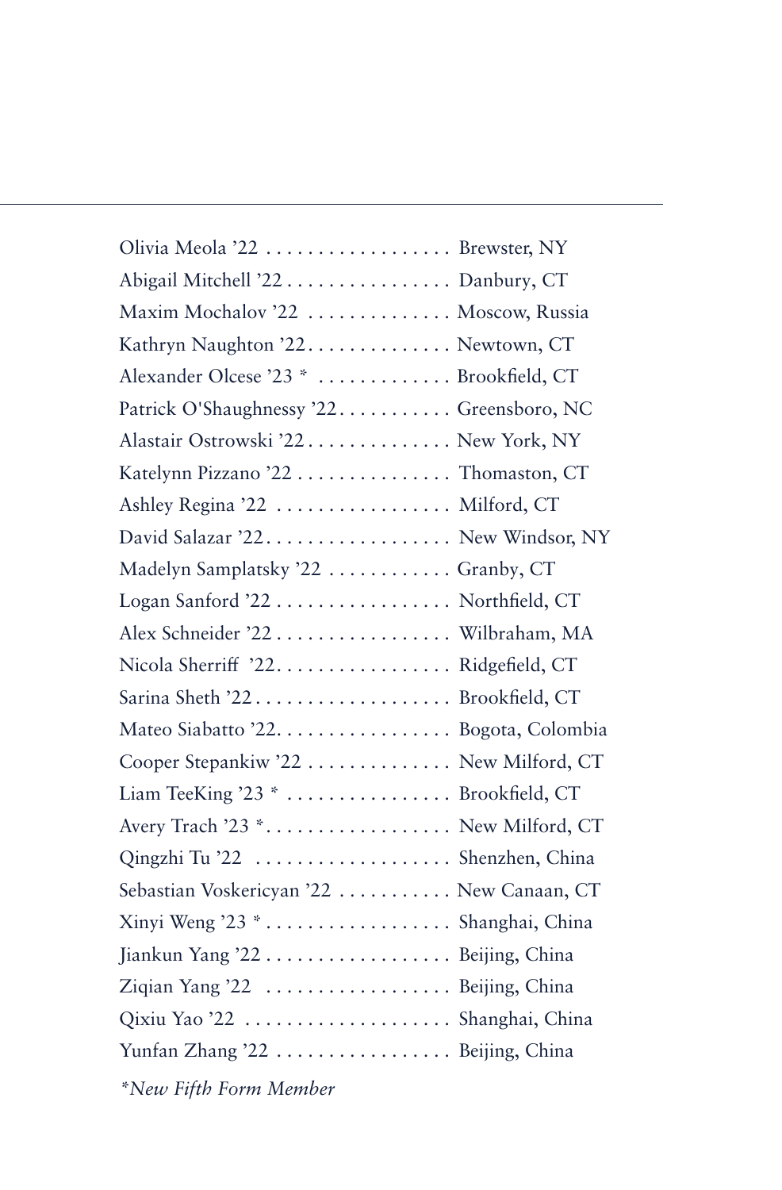Olivia Meola ’22 .................. Brewster, NY
Abigail Mitchell ’22 ................ Danbury, CT
Maxim Mochalov ’22 .............. Moscow, Russia
Kathryn Naughton ’22.............. Newtown, CT
Alexander Olcese ’23 * ............. Brookfield, CT
Patrick O'Shaughnessy ’22........... Greensboro, NC
Alastair Ostrowski ’22.............. New York, NY
Katelynn Pizzano ’22 ............... Thomaston, CT
Ashley Regina ’22 ................. Milford, CT
David Salazar ’22.................. New Windsor, NY
Madelyn Samplatsky ’22 ............ Granby, CT
Logan Sanford ’22 ................. Northfield, CT
Alex Schneider ’22 ................. Wilbraham, MA
Nicola Sherriff ’22................. Ridgefield, CT
Sarina Sheth ’22................... Brookfield, CT
Mateo Siabatto ’22................. Bogota, Colombia
Cooper Stepankiw ’22 .............. New Milford, CT
Liam TeeKing ’23 * ................ Brookfield, CT
Avery Trach ’23 *.................. New Milford, CT
Qingzhi Tu ’22 ................... Shenzhen, China
Sebastian Voskericyan ’22 ........... New Canaan, CT
Xinyi Weng ’23 * .................. Shanghai, China
Jiankun Yang ’22 .................. Beijing, China
Ziqian Yang ’22 .................. Beijing, China
Qixiu Yao ’22 .................... Shanghai, China
Yunfan Zhang ’22 ................. Beijing, China

*\*New Fifth Form Member*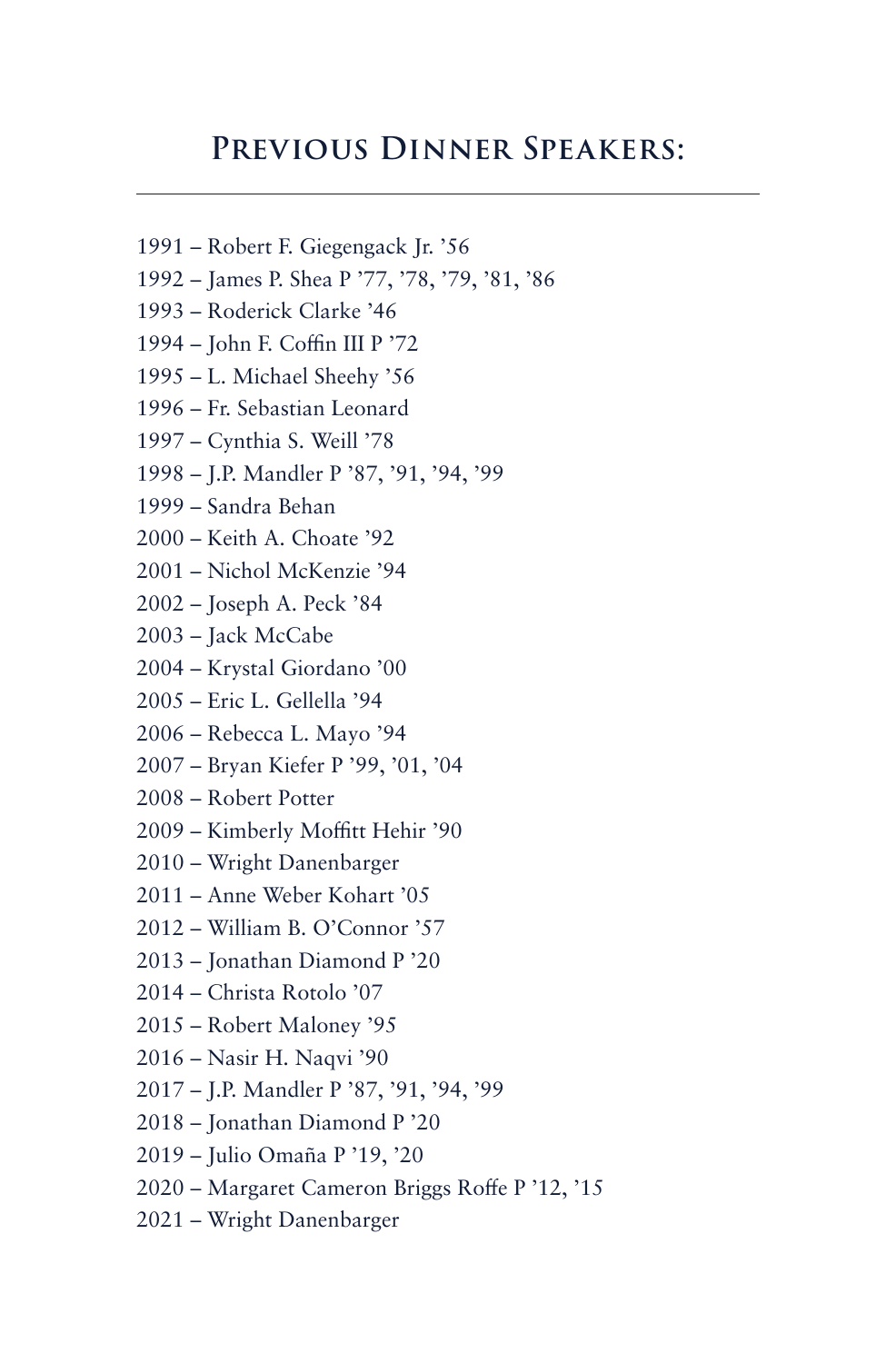## Previous Dinner Speakers:

---

1991 – Robert F. Giegengack Jr. ’56
1992 – James P. Shea P ’77, ’78, ’79, ’81, ’86
1993 – Roderick Clarke ’46
1994 – John F. Coffin III P ’72
1995 – L. Michael Sheehy ’56
1996 – Fr. Sebastian Leonard
1997 – Cynthia S. Weill ’78
1998 – J.P. Mandler P ’87, ’91, ’94, ’99
1999 – Sandra Behan
2000 – Keith A. Choate ’92
2001 – Nichol McKenzie ’94
2002 – Joseph A. Peck ’84
2003 – Jack McCabe
2004 – Krystal Giordano ’00
2005 – Eric L. Gellella ’94
2006 – Rebecca L. Mayo ’94
2007 – Bryan Kiefer P ’99, ’01, ’04
2008 – Robert Potter
2009 – Kimberly Moffitt Hehir ’90
2010 – Wright Danenbarger
2011 – Anne Weber Kohart ’05
2012 – William B. O’Connor ’57
2013 – Jonathan Diamond P ’20
2014 – Christa Rotolo ’07
2015 – Robert Maloney ’95
2016 – Nasir H. Naqvi ’90
2017 – J.P. Mandler P ’87, ’91, ’94, ’99
2018 – Jonathan Diamond P ’20
2019 – Julio Omaña P ’19, ’20
2020 – Margaret Cameron Briggs Roffe P ’12, ’15
2021 – Wright Danenbarger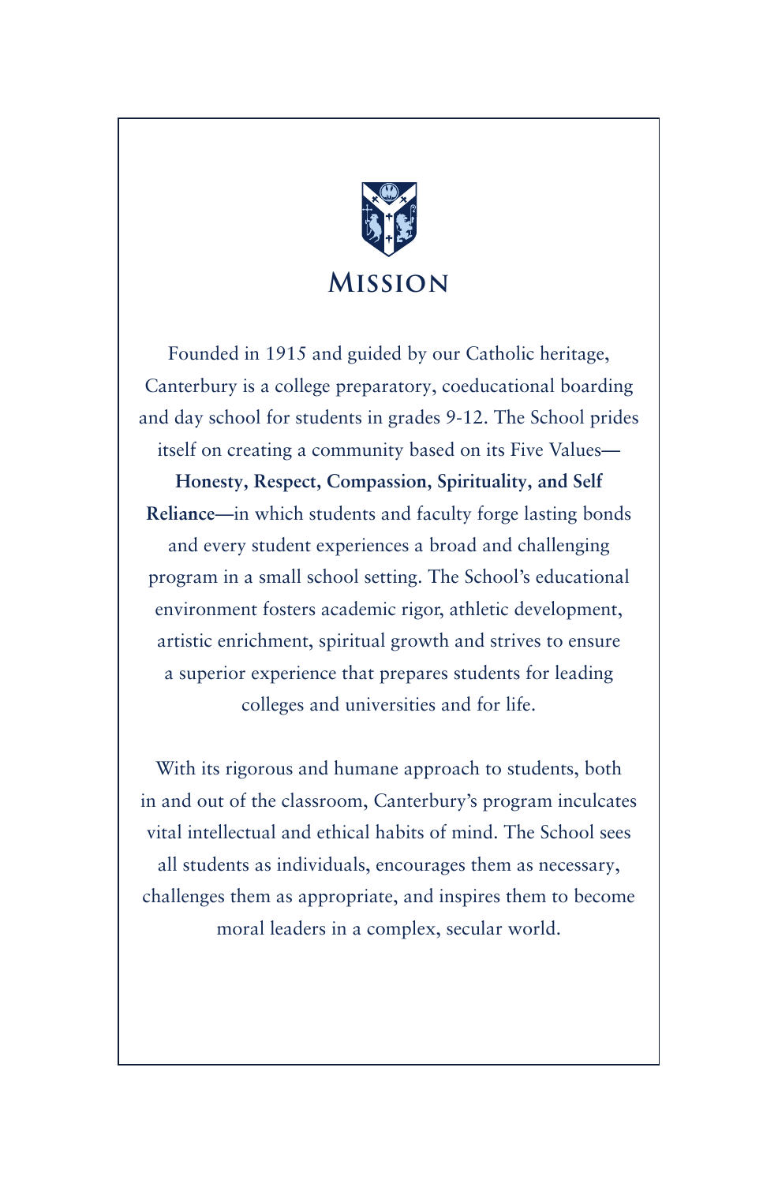# Mission

Founded in 1915 and guided by our Catholic heritage, Canterbury is a college preparatory, coeducational boarding and day school for students in grades 9-12. The School prides itself on creating a community based on its Five Values— **Honesty, Respect, Compassion, Spirituality, and Self Reliance**—in which students and faculty forge lasting bonds and every student experiences a broad and challenging program in a small school setting. The School's educational environment fosters academic rigor, athletic development, artistic enrichment, spiritual growth and strives to ensure a superior experience that prepares students for leading colleges and universities and for life.

With its rigorous and humane approach to students, both in and out of the classroom, Canterbury's program inculcates vital intellectual and ethical habits of mind. The School sees all students as individuals, encourages them as necessary, challenges them as appropriate, and inspires them to become moral leaders in a complex, secular world.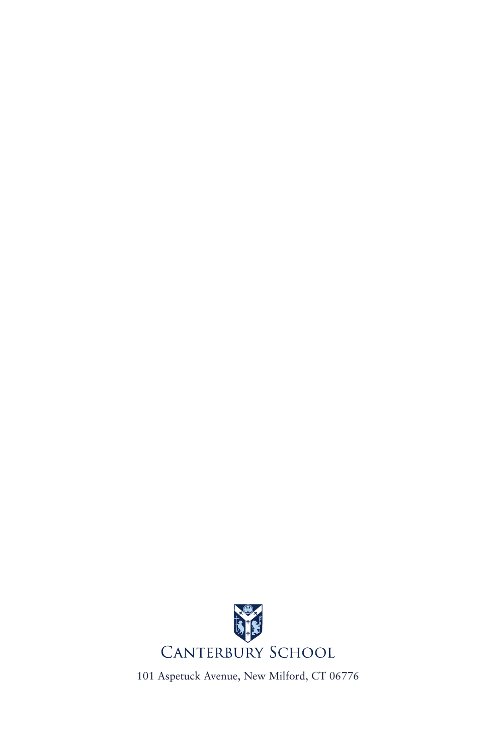Canterbury School

101 Aspetuck Avenue, New Milford, CT 06776